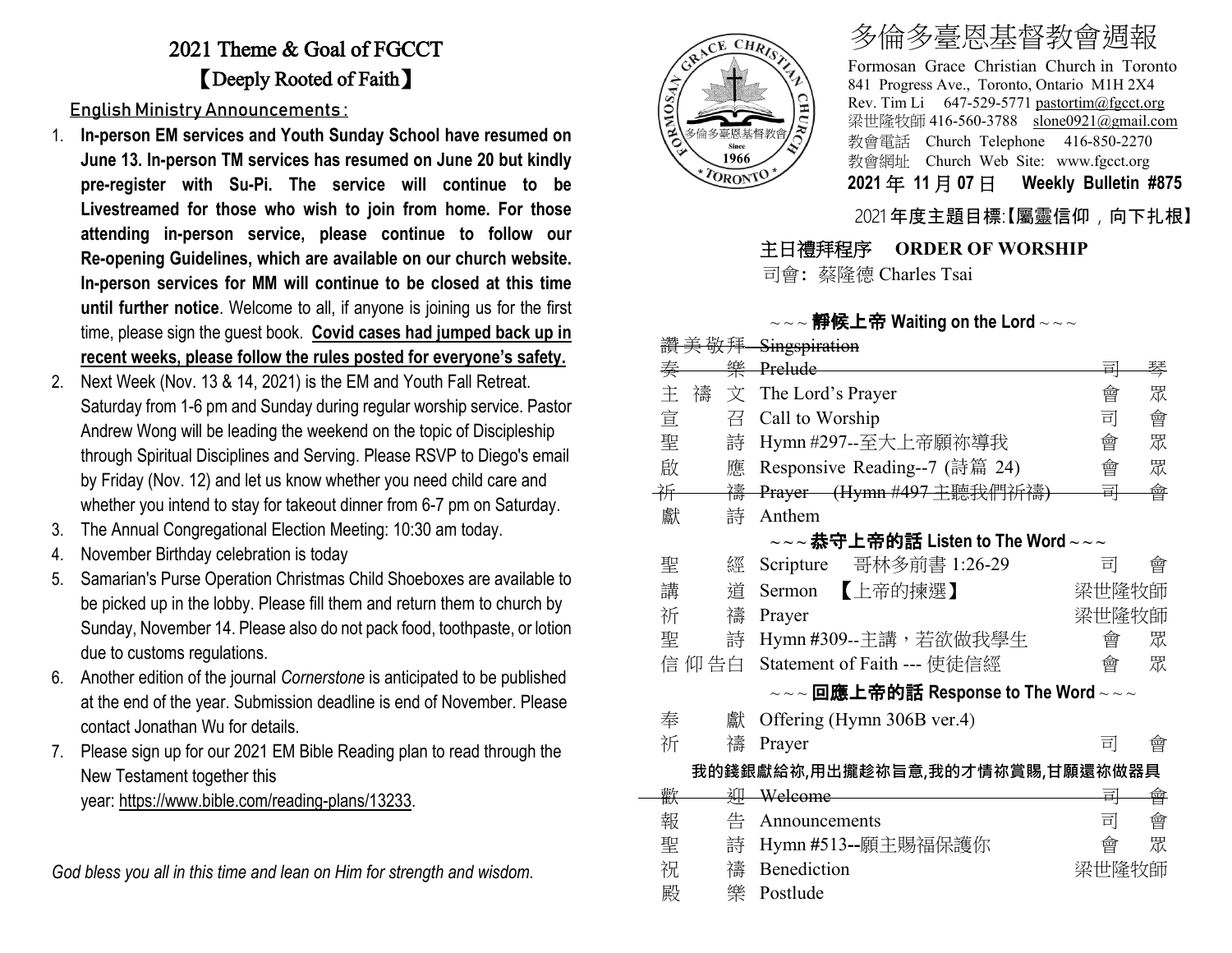# 2021 Theme & Goal of FGCCT

## 【Deeply Rooted of Faith】

### English Ministry Announcements：

1. **In-person EM services and Youth Sunday School have resumed on June 13. In-person TM services has resumed on June 20 but kindly pre-register with Su-Pi. The service will continue to be Livestreamed for those who wish to join from home. For those attending in-person service, please continue to follow our Re-opening Guidelines, which are available on our church website. In-person services for MM will continue to be closed at this time until further notice**. Welcome to all, if anyone is joining us for the first time, please sign the guest book. **Covid cases had jumped back up in recent weeks, please follow the rules posted for everyone's safety.**
2. Next Week (Nov. 13 & 14, 2021) is the EM and Youth Fall Retreat. Saturday from 1-6 pm and Sunday during regular worship service. Pastor Andrew Wong will be leading the weekend on the topic of Discipleship through Spiritual Disciplines and Serving. Please RSVP to Diego's email by Friday (Nov. 12) and let us know whether you need child care and whether you intend to stay for takeout dinner from 6-7 pm on Saturday.
3. The Annual Congregational Election Meeting: 10:30 am today.
4. November Birthday celebration is today
5. Samarian's Purse Operation Christmas Child Shoeboxes are available to be picked up in the lobby. Please fill them and return them to church by Sunday, November 14. Please also do not pack food, toothpaste, or lotion due to customs regulations.
6. Another edition of the journal *Cornerstone* is anticipated to be published at the end of the year. Submission deadline is end of November. Please contact Jonathan Wu for details.
7. Please sign up for our 2021 EM Bible Reading plan to read through the New Testament together this year: https://www.bible.com/reading-plans/13233.

*God bless you all in this time and lean on Him for strength and wisdom.*

# 多倫多臺恩基督教會週報

Formosan Grace Christian Church in Toronto
841 Progress Ave., Toronto, Ontario M1H 2X4
Rev. Tim Li 647-529-5771 pastortim@fgcct.org
梁世隆牧師 416-560-3788 slone0921@gmail.com
教會電話 Church Telephone 416-850-2270
教會網址 Church Web Site: www.fgcct.org

**2021 年 11 月 07 日 Weekly Bulletin #875**

2021 **年度主題目標:【屬靈信仰，向下扎根】**

## 主日禮拜程序 ORDER OF WORSHIP

司會: 蔡隆德 Charles Tsai

**～～～靜候上帝 Waiting on the Lord～～～**

| | | |
|---|---|---|
| ~~讚美敬拜~~ | ~~Singspiration~~ | |
| ~~奏 樂~~ | ~~Prelude~~ | ~~司 琴~~ |
| 主 禱 文 | The Lord's Prayer | 會 眾 |
| 宣 召 | Call to Worship | 司 會 |
| 聖 詩 | Hymn #297--至大上帝願祢導我 | 會 眾 |
| 啟 應 | Responsive Reading--7 (詩篇 24) | 會 眾 |
| ~~祈 禱~~ | ~~Prayer (Hymn #497 主聽我們祈禱)~~ | ~~司 會~~ |
| 獻 詩 | Anthem | |

**～～～恭守上帝的話 Listen to The Word～～～**

| | | |
|---|---|---|
| 聖 經 | Scripture 哥林多前書 1:26-29 | 司 會 |
| 講 道 | Sermon 【上帝的揀選】 | 梁世隆牧師 |
| 祈 禱 | Prayer | 梁世隆牧師 |
| 聖 詩 | Hymn #309--主講，若欲做我學生 | 會 眾 |
| 信仰告白 | Statement of Faith --- 使徒信經 | 會 眾 |

**～～～回應上帝的話 Response to The Word～～～**

| | | |
|---|---|---|
| 奉 獻 | Offering (Hymn 306B ver.4) | |
| 祈 禱 | Prayer | 司 會 |

**我的錢銀獻給祢,用出攏趁祢旨意,我的才情祢賞賜,甘願還祢做器具**

| | | |
|---|---|---|
| ~~歡 迎~~ | ~~Welcome~~ | ~~司 會~~ |
| 報 告 | Announcements | 司 會 |
| 聖 詩 | Hymn #513--願主賜福保護你 | 會 眾 |
| 祝 禱 | Benediction | 梁世隆牧師 |
| 殿 樂 | Postlude | |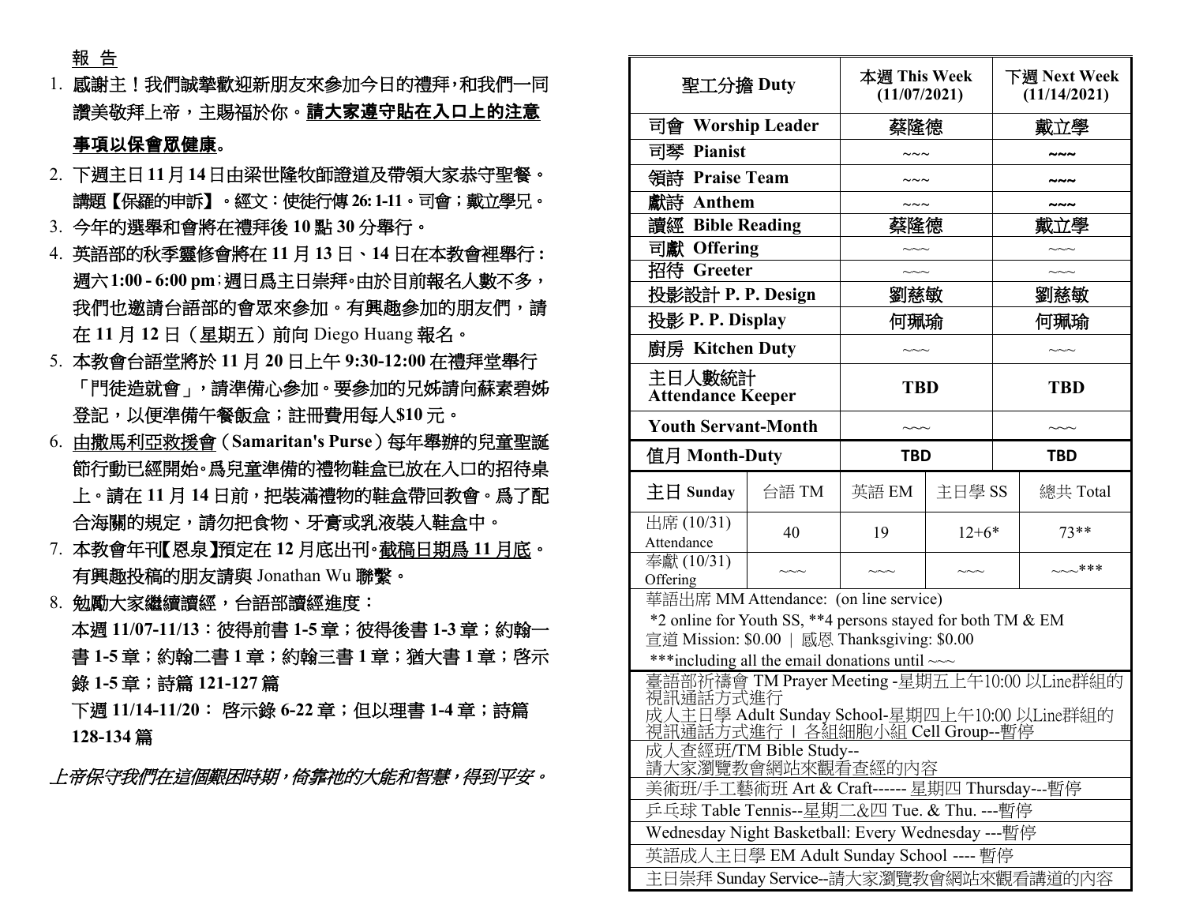## 報 告

1. 感謝主！我們誠摯歡迎新朋友來參加今日的禮拜，和我們一同讚美敬拜上帝，主賜福於你。**請大家遵守貼在入口上的注意事項以保會眾健康**。
2. 下週主日 **11** 月 **14** 日由梁世隆牧師證道及帶領大家恭守聖餐。講題【保羅的申訴】。經文：使徒行傳 **26: 1-11**。司會；戴立學兄。
3. 今年的選舉和會將在禮拜後 **10** 點 **30** 分舉行。
4. 英語部的秋季靈修會將在 **11** 月 **13** 日、**14** 日在本教會裡舉行：週六 **1:00 - 6:00 pm**；週日爲主日崇拜。由於目前報名人數不多，我們也邀請台語部的會眾來參加。有興趣參加的朋友們，請在 **11** 月 **12** 日（星期五）前向 Diego Huang 報名。
5. 本教會台語堂將於 **11** 月 **20** 日上午 **9:30-12:00** 在禮拜堂舉行「門徒造就會」，請準備心參加。要參加的兄姊請向蘇素碧姊登記，以便準備午餐飯盒；註冊費用每人 **$10** 元。
6. 由撒馬利亞救援會（**Samaritan's Purse**）每年舉辦的兒童聖誕節行動已經開始。爲兒童準備的禮物鞋盒已放在入口的招待桌上。請在 **11** 月 **14** 日前，把裝滿禮物的鞋盒帶回教會。爲了配合海關的規定，請勿把食物、牙膏或乳液裝入鞋盒中。
7. 本教會年刊【恩泉】預定在 **12** 月底出刊。截稿日期爲 **11** 月底。有興趣投稿的朋友請與 Jonathan Wu 聯繫。
8. 勉勵大家繼續讀經，台語部讀經進度：
   本週 **11/07-11/13**：彼得前書 **1-5** 章；彼得後書 **1-3** 章；約翰一書 **1-5** 章；約翰二書 **1** 章；約翰三書 **1** 章；猶大書 **1** 章；啟示錄 **1-5** 章；詩篇 **121-127** 篇
   下週 **11/14-11/20**： 啟示錄 **6-22** 章；但以理書 **1-4** 章；詩篇 **128-134** 篇

*上帝保守我們在這個艱困時期，倚靠祂的大能和智慧，得到平安。*

| 聖工分擔 Duty | 本週 This Week (11/07/2021) | 下週 Next Week (11/14/2021) |
|---|---|---|
| 司會 Worship Leader | 蔡隆德 | 戴立學 |
| 司琴 Pianist | ~~~ | ~~~ |
| 領詩 Praise Team | ~~~ | ~~~ |
| 獻詩 Anthem | ~~~ | ~~~ |
| 讀經 Bible Reading | 蔡隆德 | 戴立學 |
| 司獻 Offering | ~~~ | ~~~ |
| 招待 Greeter | ~~~ | ~~~ |
| 投影設計 P. P. Design | 劉慈敏 | 劉慈敏 |
| 投影 P. P. Display | 何珮瑜 | 何珮瑜 |
| 廚房 Kitchen Duty | ~~~ | ~~~ |
| 主日人數統計 Attendance Keeper | TBD | TBD |
| Youth Servant-Month | ~~~ | ~~~ |
| 值月 Month-Duty | TBD | TBD |

| 主日 Sunday | 台語 TM | 英語 EM | 主日學 SS | 總共 Total |
|---|---|---|---|---|
| 出席 (10/31) Attendance | 40 | 19 | 12+6* | 73** |
| 奉獻 (10/31) Offering | ~~~ | ~~~ | ~~~ | ~~~*** |

華語出席 MM Attendance: (on line service)
*2 online for Youth SS, **4 persons stayed for both TM & EM
宣道 Mission: $0.00 ｜ 感恩 Thanksgiving: $0.00
***including all the email donations until ~~~

臺語部祈禱會 TM Prayer Meeting -星期五上午10:00 以Line群組的視訊通話方式進行
成人主日學 Adult Sunday School-星期四上午10:00 以Line群組的視訊通話方式進行 ｜ 各組細胞小組 Cell Group--暫停
成人查經班/TM Bible Study--請大家瀏覽教會網站來觀看查經的內容
美術班/手工藝術班 Art & Craft------ 星期四 Thursday---暫停
乒乓球 Table Tennis--星期二&四 Tue. & Thu. ---暫停
Wednesday Night Basketball: Every Wednesday ---暫停
英語成人主日學 EM Adult Sunday School ---- 暫停
主日崇拜 Sunday Service--請大家瀏覽教會網站來觀看講道的內容